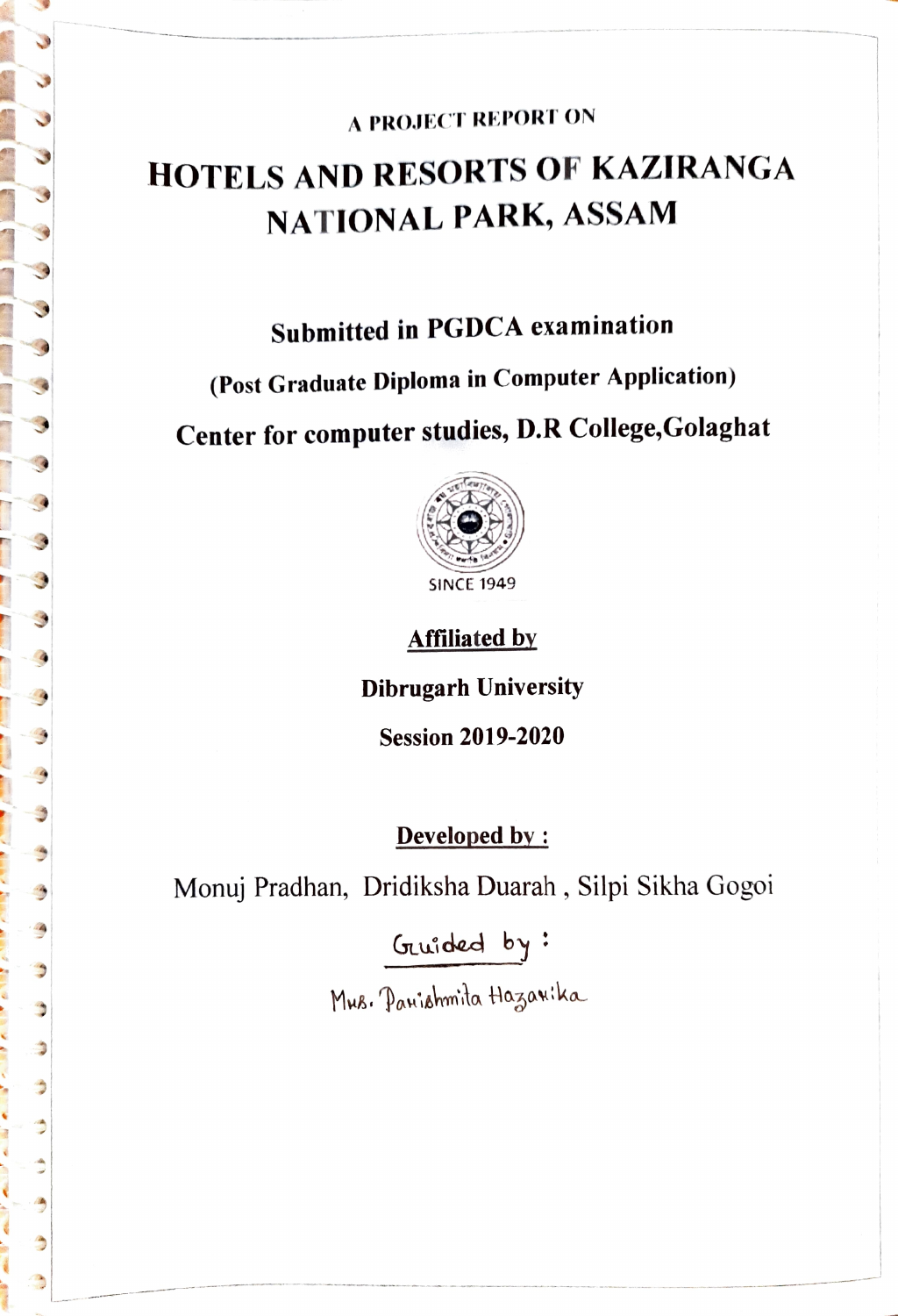A PROJECT REPORT ON

# HOTELS AND RESORTS OF KAZIRANGA NATIONAL PARK, ASSAM

**Submitted in PGDCA examination**

**(Post Graduate Diploma in Computer Application)**

**Center for computer studies, D.R College,Golaghat**

SINCE 1949

**Affiliated by**

**Dibrugarh University**

**Session 2019-2020**

**Developed by :**

Monuj Pradhan, Dridiksha Duarah , Silpi Sikha Gogoi

Guided by :

Mrs. Parishmita Hazarika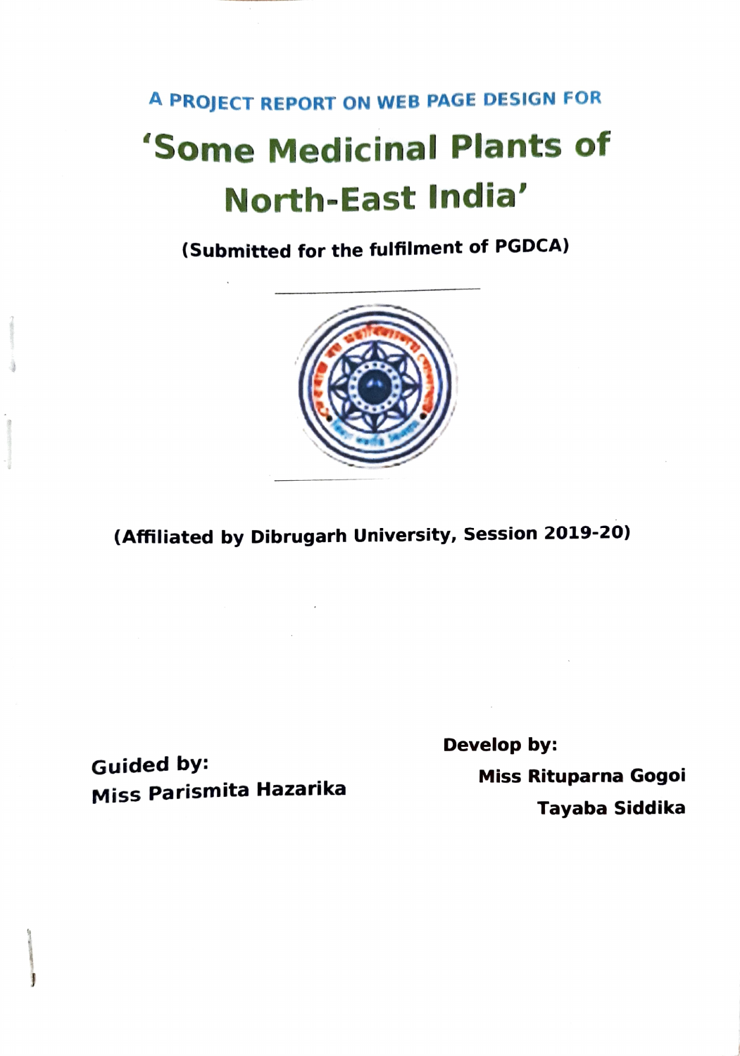A PROJECT REPORT ON WEB PAGE DESIGN FOR

# 'Some Medicinal Plants of North-East India'

**(Submitted for the fulfilment of PGDCA)**

**(Affiliated by Dibrugarh University, Session 2019-20)**

**Guided by:**
**Miss Parismita Hazarika**

**Develop by:**
**Miss Rituparna Gogoi**
**Tayaba Siddika**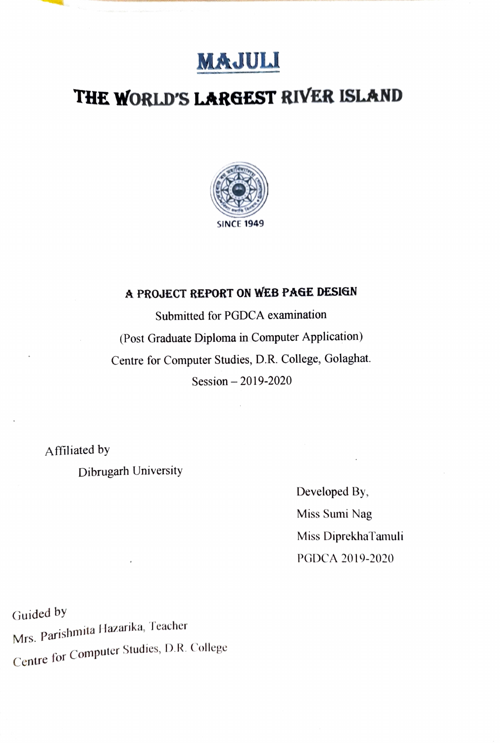# MAJULI

## THE WORLD'S LARGEST RIVER ISLAND

SINCE 1949

**A PROJECT REPORT ON WEB PAGE DESIGN**

Submitted for PGDCA examination

(Post Graduate Diploma in Computer Application)

Centre for Computer Studies, D.R. College, Golaghat.

Session – 2019-2020

Affiliated by

Dibrugarh University

Developed By,

Miss Sumi Nag

Miss DiprekhaTamuli

PGDCA 2019-2020

Guided by

Mrs. Parishmita Hazarika, Teacher

Centre for Computer Studies, D.R. College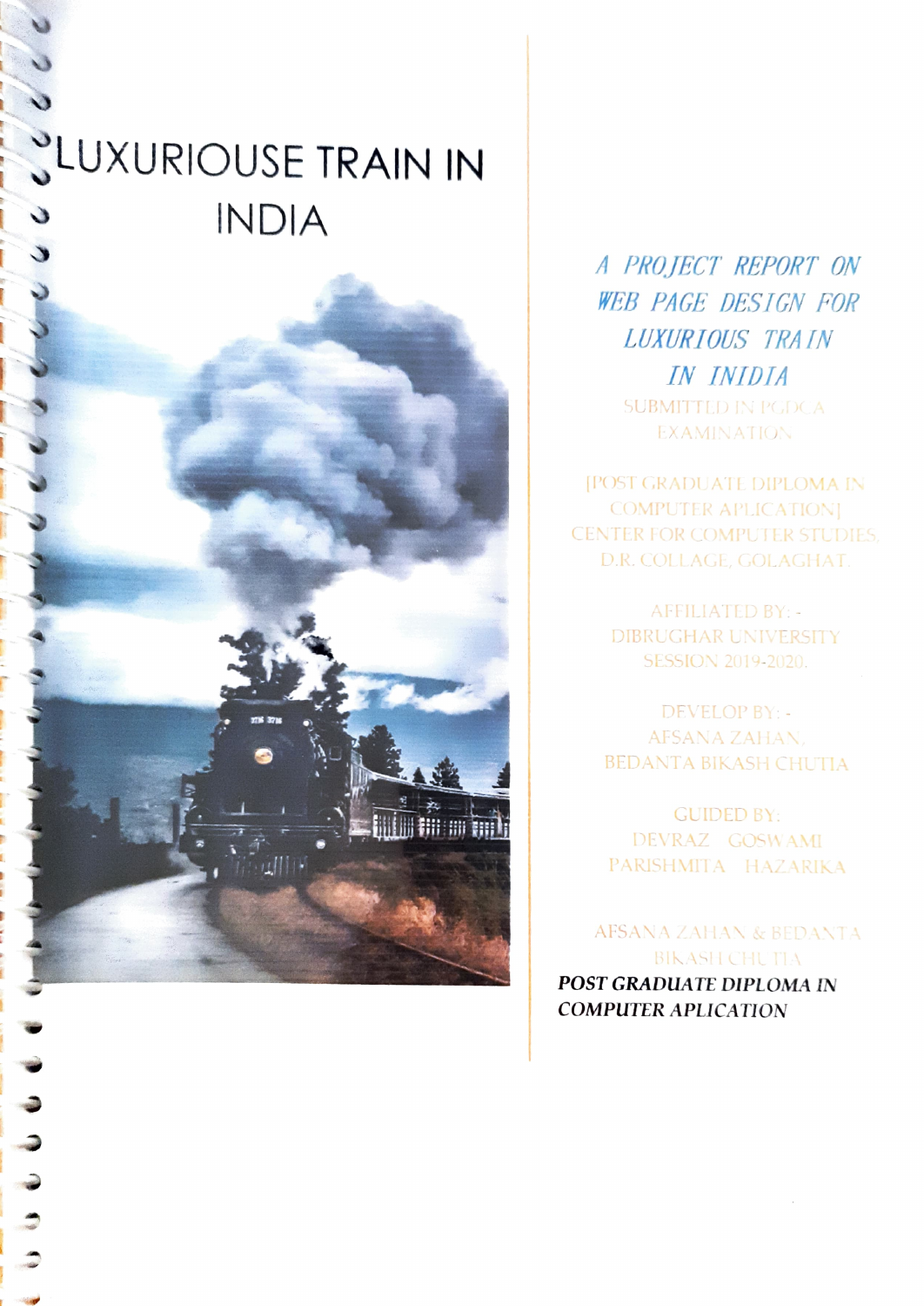# LUXURIOUSE TRAIN IN INDIA

*A PROJECT REPORT ON WEB PAGE DESIGN FOR LUXURIOUS TRAIN IN INIDIA*

SUBMITTED IN PGDCA EXAMINATION

[POST GRADUATE DIPLOMA IN COMPUTER APLICATION]
CENTER FOR COMPUTER STUDIES,
D.R. COLLAGE, GOLAGHAT.

AFFILIATED BY: -
DIBRUGHAR UNIVERSITY
SESSION 2019-2020.

DEVELOP BY: -
AFSANA ZAHAN,
BEDANTA BIKASH CHUTIA

GUIDED BY:
DEVRAZ GOSWAMI
PARISHMITA HAZARIKA

AFSANA ZAHAN & BEDANTA BIKASH CHUTIA

***POST GRADUATE DIPLOMA IN COMPUTER APLICATION***